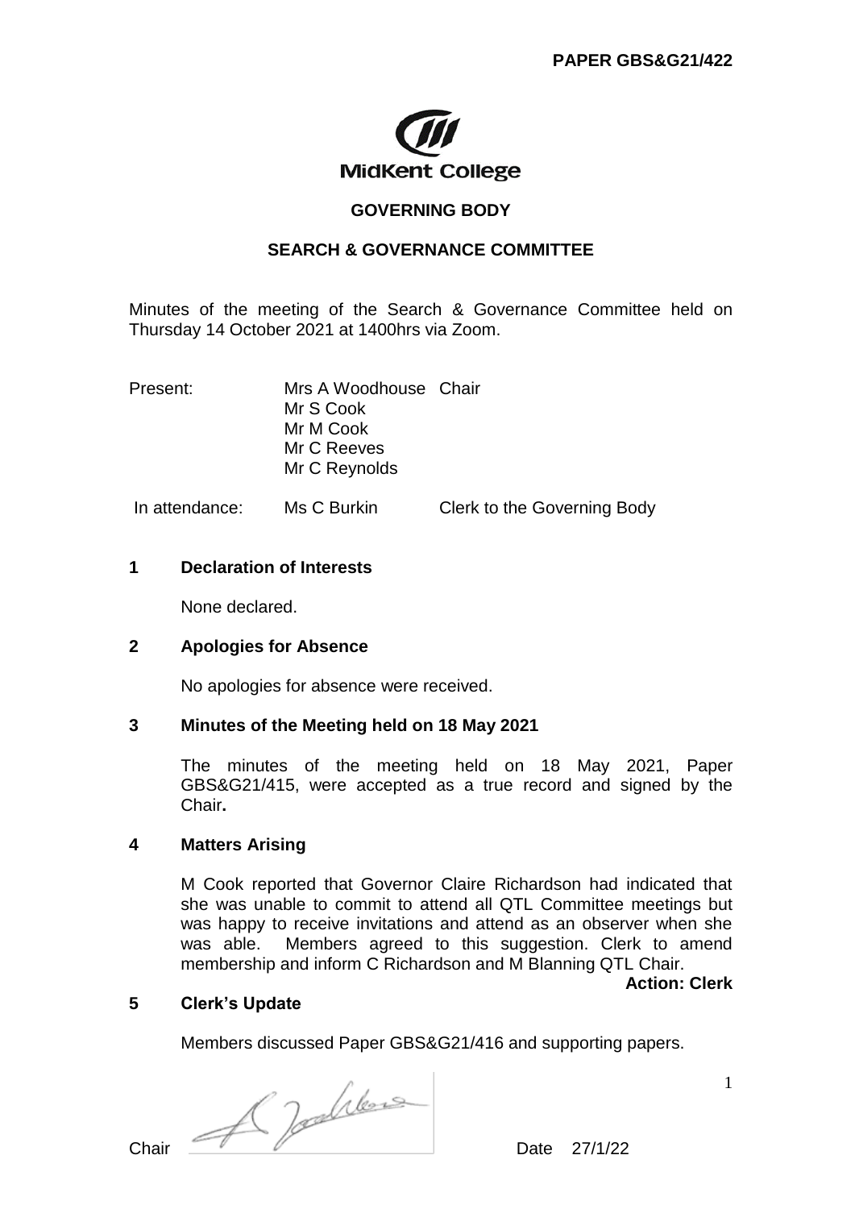**PAPER GBS&G21/422**

MidKent College

## GOVERNING BODY

## SEARCH & GOVERNANCE COMMITTEE

Minutes of the meeting of the Search & Governance Committee held on Thursday 14 October 2021 at 1400hrs via Zoom.

| | | |
|---|---|---|
| Present: | Mrs A Woodhouse | Chair |
| | Mr S Cook | |
| | Mr M Cook | |
| | Mr C Reeves | |
| | Mr C Reynolds | |
| In attendance: | Ms C Burkin | Clerk to the Governing Body |

### 1 Declaration of Interests

None declared.

### 2 Apologies for Absence

No apologies for absence were received.

### 3 Minutes of the Meeting held on 18 May 2021

The minutes of the meeting held on 18 May 2021, Paper GBS&G21/415, were accepted as a true record and signed by the Chair**.**

### 4 Matters Arising

M Cook reported that Governor Claire Richardson had indicated that she was unable to commit to attend all QTL Committee meetings but was happy to receive invitations and attend as an observer when she was able. Members agreed to this suggestion. Clerk to amend membership and inform C Richardson and M Blanning QTL Chair.

**Action: Clerk**

### 5 Clerk's Update

Members discussed Paper GBS&G21/416 and supporting papers.

Chair [signature] Date 27/1/22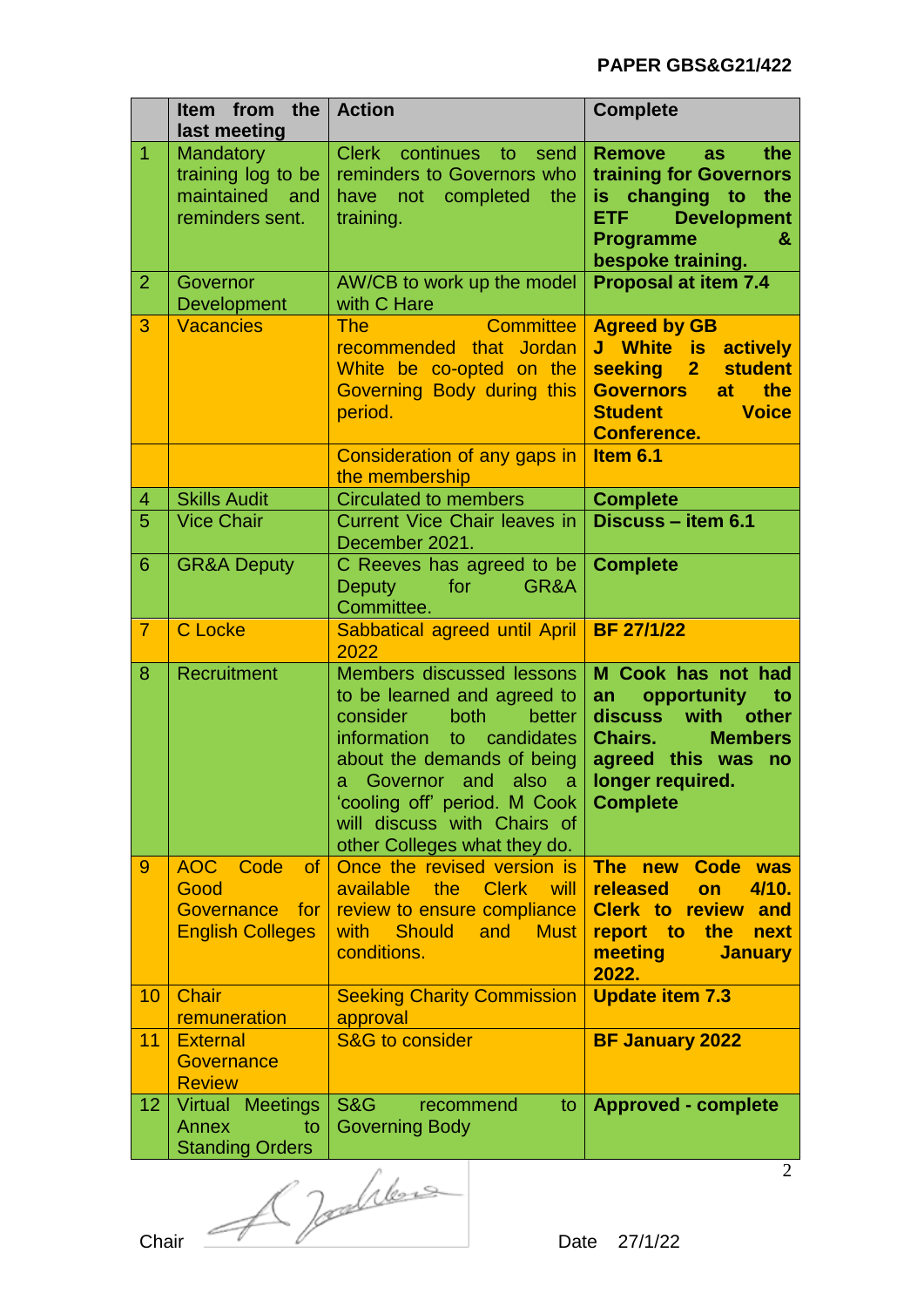**PAPER GBS&G21/422**

| | Item from the last meeting | Action | Complete |
|---|---|---|---|
| 1 | Mandatory training log to be maintained and reminders sent. | Clerk continues to send reminders to Governors who have not completed the training. | **Remove as the training for Governors is changing to the ETF Development Programme & bespoke training.** |
| 2 | Governor Development | AW/CB to work up the model with C Hare | **Proposal at item 7.4** |
| 3 | Vacancies | The Committee recommended that Jordan White be co-opted on the Governing Body during this period. | **Agreed by GB J White is actively seeking 2 student Governors at the Student Voice Conference.** |
| | | Consideration of any gaps in the membership | **Item 6.1** |
| 4 | Skills Audit | Circulated to members | **Complete** |
| 5 | Vice Chair | Current Vice Chair leaves in December 2021. | **Discuss – item 6.1** |
| 6 | GR&A Deputy | C Reeves has agreed to be Deputy for GR&A Committee. | **Complete** |
| 7 | C Locke | Sabbatical agreed until April 2022 | **BF 27/1/22** |
| 8 | Recruitment | Members discussed lessons to be learned and agreed to consider both better information to candidates about the demands of being a Governor and also a 'cooling off' period. M Cook will discuss with Chairs of other Colleges what they do. | **M Cook has not had an opportunity to discuss with other Chairs. Members agreed this was no longer required. Complete** |
| 9 | AOC Code of Good Governance for English Colleges | Once the revised version is available the Clerk will review to ensure compliance with Should and Must conditions. | **The new Code was released on 4/10. Clerk to review and report to the next meeting January 2022.** |
| 10 | Chair remuneration | Seeking Charity Commission approval | **Update item 7.3** |
| 11 | External Governance Review | S&G to consider | **BF January 2022** |
| 12 | Virtual Meetings Annex to Standing Orders | S&G recommend to Governing Body | **Approved - complete** |

Chair [signature] Date 27/1/22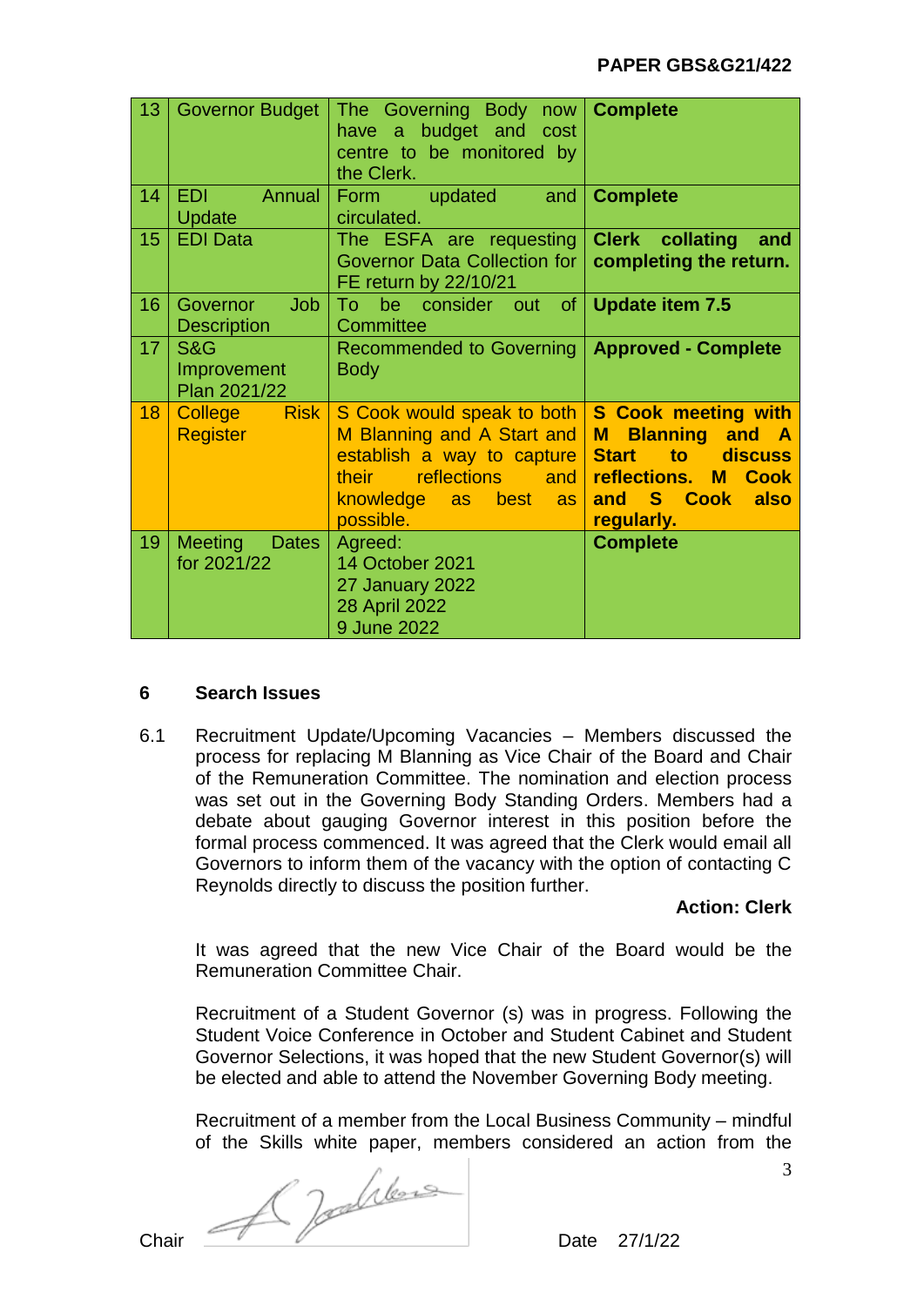| 13 | Governor Budget | The Governing Body now have a budget and cost centre to be monitored by the Clerk. | **Complete** |
|---|---|---|---|
| 14 | EDI Annual Update | Form updated and circulated. | **Complete** |
| 15 | EDI Data | The ESFA are requesting Governor Data Collection for FE return by 22/10/21 | **Clerk collating and completing the return.** |
| 16 | Governor Job Description | To be consider out of Committee | **Update item 7.5** |
| 17 | S&G Improvement Plan 2021/22 | Recommended to Governing Body | **Approved - Complete** |
| 18 | College Risk Register | S Cook would speak to both M Blanning and A Start and establish a way to capture their reflections and knowledge as best as possible. | **S Cook meeting with M Blanning and A Start to discuss reflections. M Cook and S Cook also regularly.** |
| 19 | Meeting Dates for 2021/22 | Agreed:<br>14 October 2021<br>27 January 2022<br>28 April 2022<br>9 June 2022 | **Complete** |

## 6 Search Issues

6.1 Recruitment Update/Upcoming Vacancies – Members discussed the process for replacing M Blanning as Vice Chair of the Board and Chair of the Remuneration Committee. The nomination and election process was set out in the Governing Body Standing Orders. Members had a debate about gauging Governor interest in this position before the formal process commenced. It was agreed that the Clerk would email all Governors to inform them of the vacancy with the option of contacting C Reynolds directly to discuss the position further.

**Action: Clerk**

It was agreed that the new Vice Chair of the Board would be the Remuneration Committee Chair.

Recruitment of a Student Governor (s) was in progress. Following the Student Voice Conference in October and Student Cabinet and Student Governor Selections, it was hoped that the new Student Governor(s) will be elected and able to attend the November Governing Body meeting.

Recruitment of a member from the Local Business Community – mindful of the Skills white paper, members considered an action from the

Chair Date 27/1/22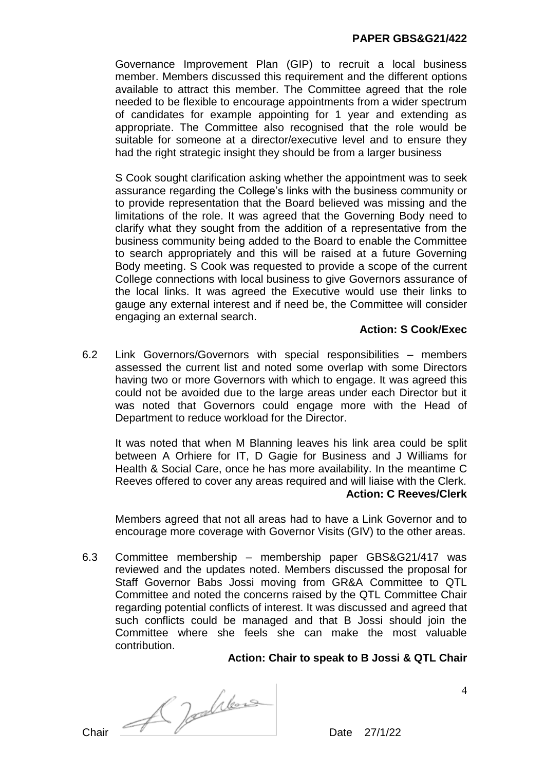Governance Improvement Plan (GIP) to recruit a local business member. Members discussed this requirement and the different options available to attract this member. The Committee agreed that the role needed to be flexible to encourage appointments from a wider spectrum of candidates for example appointing for 1 year and extending as appropriate. The Committee also recognised that the role would be suitable for someone at a director/executive level and to ensure they had the right strategic insight they should be from a larger business

S Cook sought clarification asking whether the appointment was to seek assurance regarding the College's links with the business community or to provide representation that the Board believed was missing and the limitations of the role. It was agreed that the Governing Body need to clarify what they sought from the addition of a representative from the business community being added to the Board to enable the Committee to search appropriately and this will be raised at a future Governing Body meeting. S Cook was requested to provide a scope of the current College connections with local business to give Governors assurance of the local links. It was agreed the Executive would use their links to gauge any external interest and if need be, the Committee will consider engaging an external search.

**Action: S Cook/Exec**

6.2 Link Governors/Governors with special responsibilities – members assessed the current list and noted some overlap with some Directors having two or more Governors with which to engage. It was agreed this could not be avoided due to the large areas under each Director but it was noted that Governors could engage more with the Head of Department to reduce workload for the Director.

It was noted that when M Blanning leaves his link area could be split between A Orhiere for IT, D Gagie for Business and J Williams for Health & Social Care, once he has more availability. In the meantime C Reeves offered to cover any areas required and will liaise with the Clerk.

**Action: C Reeves/Clerk**

Members agreed that not all areas had to have a Link Governor and to encourage more coverage with Governor Visits (GIV) to the other areas.

6.3 Committee membership – membership paper GBS&G21/417 was reviewed and the updates noted. Members discussed the proposal for Staff Governor Babs Jossi moving from GR&A Committee to QTL Committee and noted the concerns raised by the QTL Committee Chair regarding potential conflicts of interest. It was discussed and agreed that such conflicts could be managed and that B Jossi should join the Committee where she feels she can make the most valuable contribution.

**Action: Chair to speak to B Jossi & QTL Chair**

Chair Date 27/1/22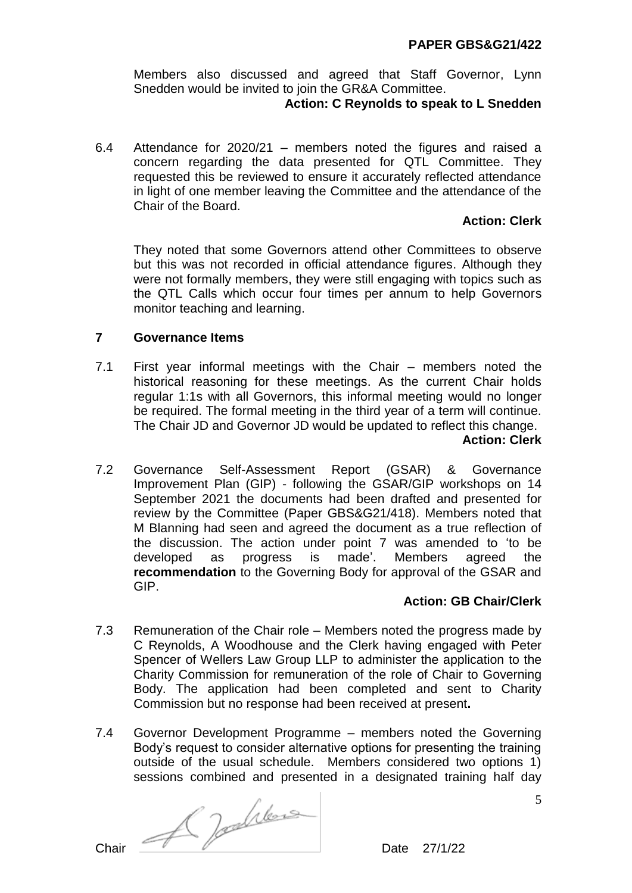Members also discussed and agreed that Staff Governor, Lynn Snedden would be invited to join the GR&A Committee.

**Action: C Reynolds to speak to L Snedden**

6.4 Attendance for 2020/21 – members noted the figures and raised a concern regarding the data presented for QTL Committee. They requested this be reviewed to ensure it accurately reflected attendance in light of one member leaving the Committee and the attendance of the Chair of the Board.

**Action: Clerk**

They noted that some Governors attend other Committees to observe but this was not recorded in official attendance figures. Although they were not formally members, they were still engaging with topics such as the QTL Calls which occur four times per annum to help Governors monitor teaching and learning.

## 7 Governance Items

7.1 First year informal meetings with the Chair – members noted the historical reasoning for these meetings. As the current Chair holds regular 1:1s with all Governors, this informal meeting would no longer be required. The formal meeting in the third year of a term will continue. The Chair JD and Governor JD would be updated to reflect this change.

**Action: Clerk**

7.2 Governance Self-Assessment Report (GSAR) & Governance Improvement Plan (GIP) - following the GSAR/GIP workshops on 14 September 2021 the documents had been drafted and presented for review by the Committee (Paper GBS&G21/418). Members noted that M Blanning had seen and agreed the document as a true reflection of the discussion. The action under point 7 was amended to 'to be developed as progress is made'. Members agreed the **recommendation** to the Governing Body for approval of the GSAR and GIP.

**Action: GB Chair/Clerk**

7.3 Remuneration of the Chair role – Members noted the progress made by C Reynolds, A Woodhouse and the Clerk having engaged with Peter Spencer of Wellers Law Group LLP to administer the application to the Charity Commission for remuneration of the role of Chair to Governing Body. The application had been completed and sent to Charity Commission but no response had been received at present**.**

7.4 Governor Development Programme – members noted the Governing Body's request to consider alternative options for presenting the training outside of the usual schedule. Members considered two options 1) sessions combined and presented in a designated training half day

Chair Date 27/1/22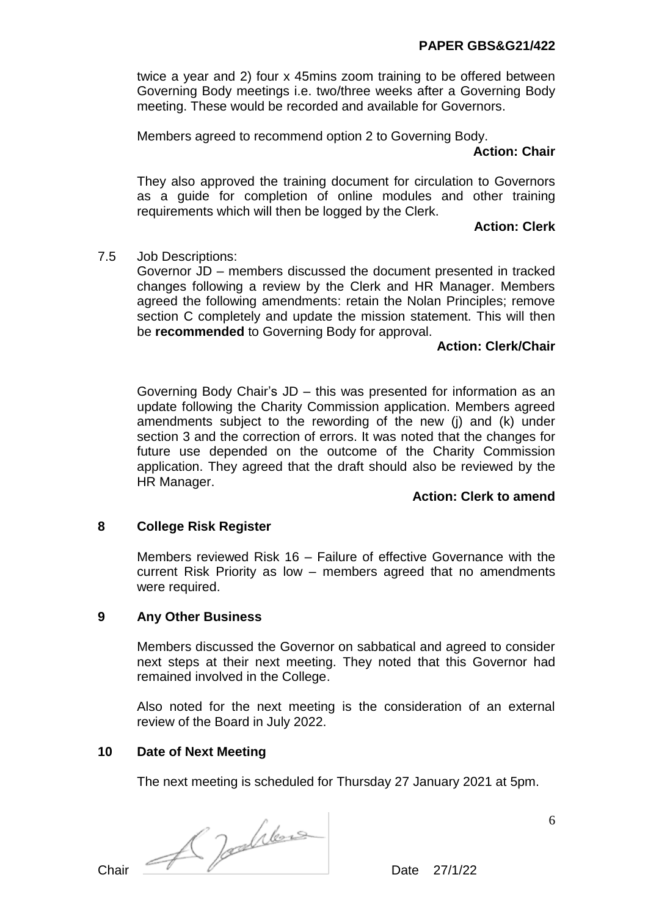twice a year and 2) four x 45mins zoom training to be offered between Governing Body meetings i.e. two/three weeks after a Governing Body meeting. These would be recorded and available for Governors.

Members agreed to recommend option 2 to Governing Body.

**Action: Chair**

They also approved the training document for circulation to Governors as a guide for completion of online modules and other training requirements which will then be logged by the Clerk.

**Action: Clerk**

7.5 Job Descriptions:

Governor JD – members discussed the document presented in tracked changes following a review by the Clerk and HR Manager. Members agreed the following amendments: retain the Nolan Principles; remove section C completely and update the mission statement. This will then be **recommended** to Governing Body for approval.

**Action: Clerk/Chair**

Governing Body Chair's JD – this was presented for information as an update following the Charity Commission application. Members agreed amendments subject to the rewording of the new (j) and (k) under section 3 and the correction of errors. It was noted that the changes for future use depended on the outcome of the Charity Commission application. They agreed that the draft should also be reviewed by the HR Manager.

**Action: Clerk to amend**

## 8 College Risk Register

Members reviewed Risk 16 – Failure of effective Governance with the current Risk Priority as low – members agreed that no amendments were required.

## 9 Any Other Business

Members discussed the Governor on sabbatical and agreed to consider next steps at their next meeting. They noted that this Governor had remained involved in the College.

Also noted for the next meeting is the consideration of an external review of the Board in July 2022.

## 10 Date of Next Meeting

The next meeting is scheduled for Thursday 27 January 2021 at 5pm.

Chair Date 27/1/22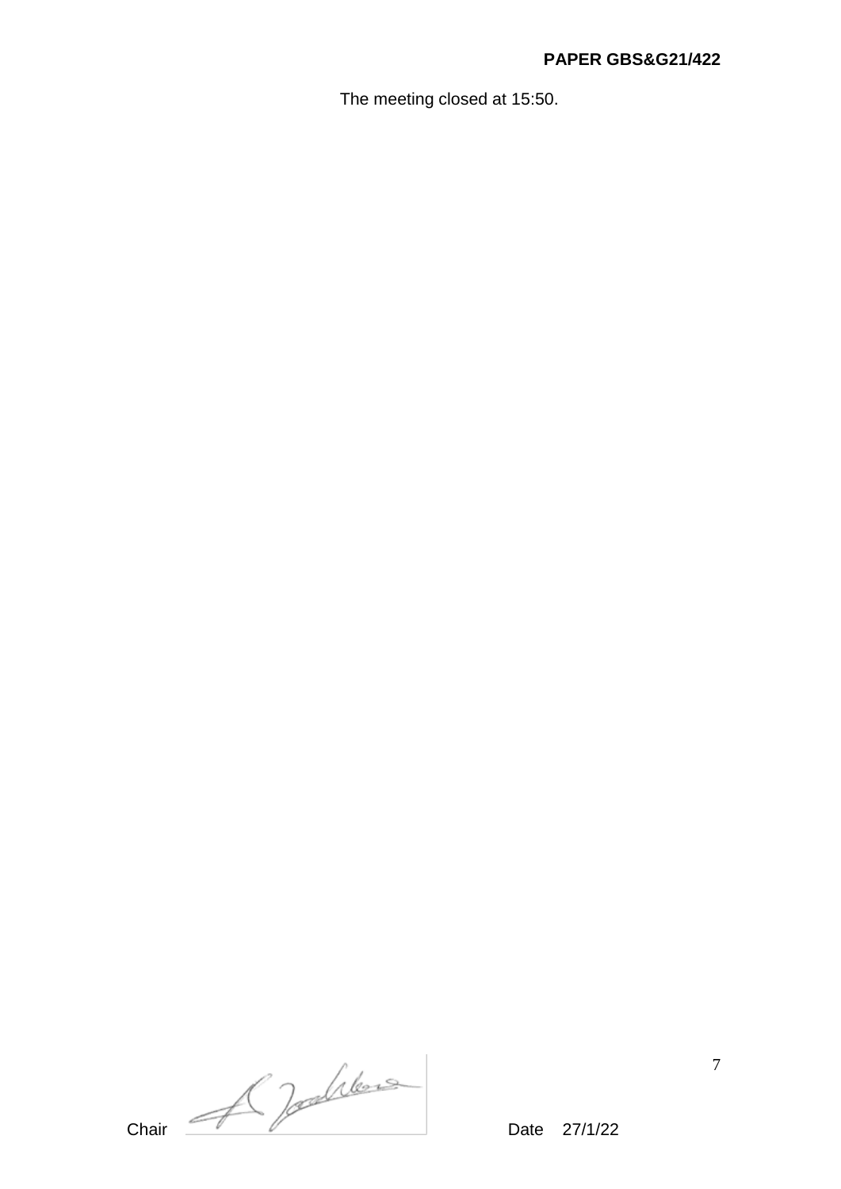The meeting closed at 15:50.

Chair Date 27/1/22